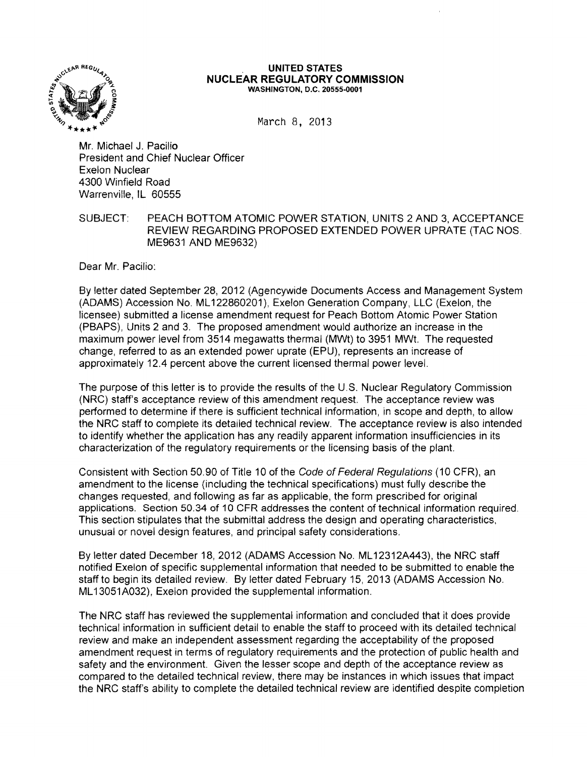**UNITED STATES**
**NUCLEAR REGULATORY COMMISSION**
**WASHINGTON, D.C. 20555-0001**

March 8, 2013

Mr. Michael J. Pacilio
President and Chief Nuclear Officer
Exelon Nuclear
4300 Winfield Road
Warrenville, IL 60555

SUBJECT: PEACH BOTTOM ATOMIC POWER STATION, UNITS 2 AND 3, ACCEPTANCE REVIEW REGARDING PROPOSED EXTENDED POWER UPRATE (TAC NOS. ME9631 AND ME9632)

Dear Mr. Pacilio:

By letter dated September 28, 2012 (Agencywide Documents Access and Management System (ADAMS) Accession No. ML122860201), Exelon Generation Company, LLC (Exelon, the licensee) submitted a license amendment request for Peach Bottom Atomic Power Station (PBAPS), Units 2 and 3. The proposed amendment would authorize an increase in the maximum power level from 3514 megawatts thermal (MWt) to 3951 MWt. The requested change, referred to as an extended power uprate (EPU), represents an increase of approximately 12.4 percent above the current licensed thermal power level.

The purpose of this letter is to provide the results of the U.S. Nuclear Regulatory Commission (NRC) staff's acceptance review of this amendment request. The acceptance review was performed to determine if there is sufficient technical information, in scope and depth, to allow the NRC staff to complete its detailed technical review. The acceptance review is also intended to identify whether the application has any readily apparent information insufficiencies in its characterization of the regulatory requirements or the licensing basis of the plant.

Consistent with Section 50.90 of Title 10 of the *Code of Federal Regulations* (10 CFR), an amendment to the license (including the technical specifications) must fully describe the changes requested, and following as far as applicable, the form prescribed for original applications. Section 50.34 of 10 CFR addresses the content of technical information required. This section stipulates that the submittal address the design and operating characteristics, unusual or novel design features, and principal safety considerations.

By letter dated December 18, 2012 (ADAMS Accession No. ML12312A443), the NRC staff notified Exelon of specific supplemental information that needed to be submitted to enable the staff to begin its detailed review. By letter dated February 15, 2013 (ADAMS Accession No. ML13051A032), Exelon provided the supplemental information.

The NRC staff has reviewed the supplemental information and concluded that it does provide technical information in sufficient detail to enable the staff to proceed with its detailed technical review and make an independent assessment regarding the acceptability of the proposed amendment request in terms of regulatory requirements and the protection of public health and safety and the environment. Given the lesser scope and depth of the acceptance review as compared to the detailed technical review, there may be instances in which issues that impact the NRC staff's ability to complete the detailed technical review are identified despite completion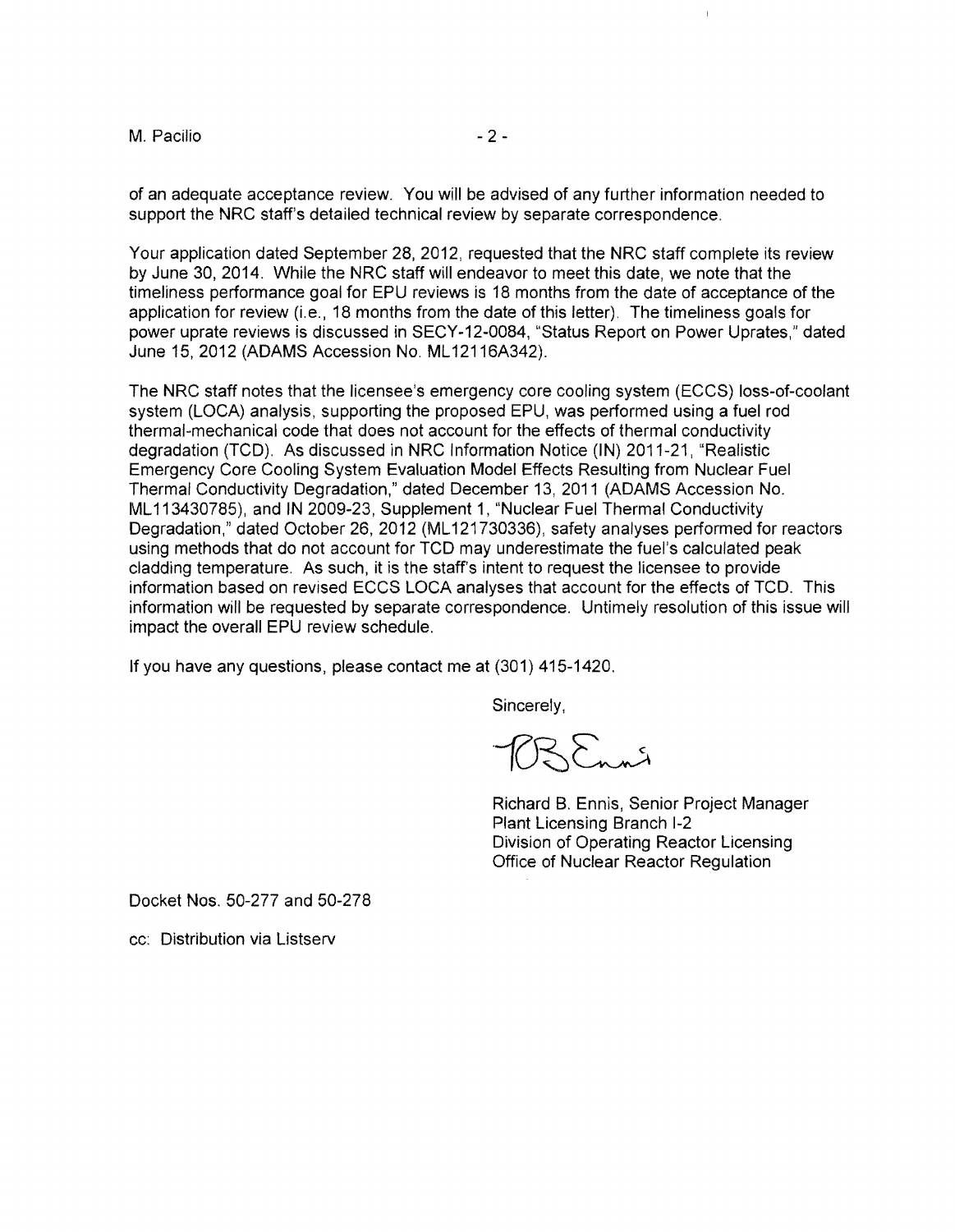of an adequate acceptance review. You will be advised of any further information needed to support the NRC staff's detailed technical review by separate correspondence.

Your application dated September 28, 2012, requested that the NRC staff complete its review by June 30, 2014. While the NRC staff will endeavor to meet this date, we note that the timeliness performance goal for EPU reviews is 18 months from the date of acceptance of the application for review (i.e., 18 months from the date of this letter). The timeliness goals for power uprate reviews is discussed in SECY-12-0084, "Status Report on Power Uprates," dated June 15, 2012 (ADAMS Accession No. ML12116A342).

The NRC staff notes that the licensee's emergency core cooling system (ECCS) loss-of-coolant system (LOCA) analysis, supporting the proposed EPU, was performed using a fuel rod thermal-mechanical code that does not account for the effects of thermal conductivity degradation (TCD). As discussed in NRC Information Notice (IN) 2011-21, "Realistic Emergency Core Cooling System Evaluation Model Effects Resulting from Nuclear Fuel Thermal Conductivity Degradation," dated December 13, 2011 (ADAMS Accession No. ML113430785), and IN 2009-23, Supplement 1, "Nuclear Fuel Thermal Conductivity Degradation," dated October 26, 2012 (ML121730336), safety analyses performed for reactors using methods that do not account for TCD may underestimate the fuel's calculated peak cladding temperature. As such, it is the staff's intent to request the licensee to provide information based on revised ECCS LOCA analyses that account for the effects of TCD. This information will be requested by separate correspondence. Untimely resolution of this issue will impact the overall EPU review schedule.

If you have any questions, please contact me at (301) 415-1420.

Sincerely,

Richard B. Ennis, Senior Project Manager
Plant Licensing Branch I-2
Division of Operating Reactor Licensing
Office of Nuclear Reactor Regulation

Docket Nos. 50-277 and 50-278

cc: Distribution via Listserv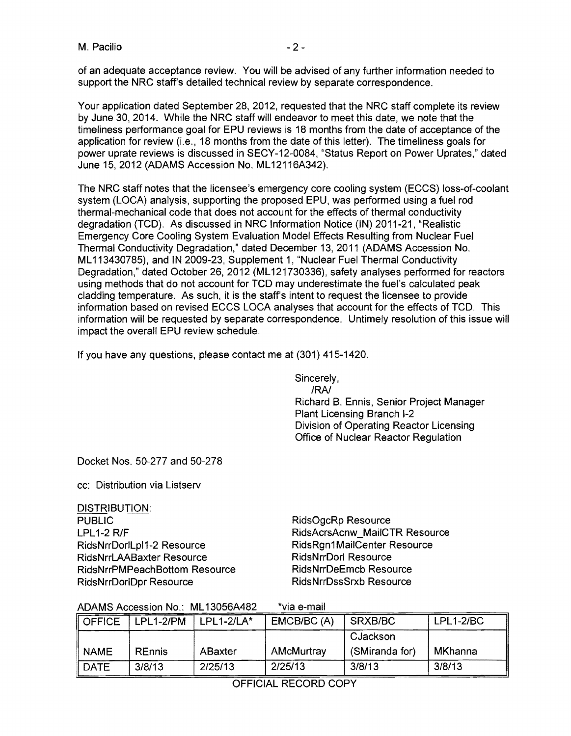of an adequate acceptance review. You will be advised of any further information needed to support the NRC staff's detailed technical review by separate correspondence.

Your application dated September 28, 2012, requested that the NRC staff complete its review by June 30, 2014. While the NRC staff will endeavor to meet this date, we note that the timeliness performance goal for EPU reviews is 18 months from the date of acceptance of the application for review (i.e., 18 months from the date of this letter). The timeliness goals for power uprate reviews is discussed in SECY-12-0084, "Status Report on Power Uprates," dated June 15, 2012 (ADAMS Accession No. ML12116A342).

The NRC staff notes that the licensee's emergency core cooling system (ECCS) loss-of-coolant system (LOCA) analysis, supporting the proposed EPU, was performed using a fuel rod thermal-mechanical code that does not account for the effects of thermal conductivity degradation (TCD). As discussed in NRC Information Notice (IN) 2011-21, "Realistic Emergency Core Cooling System Evaluation Model Effects Resulting from Nuclear Fuel Thermal Conductivity Degradation," dated December 13, 2011 (ADAMS Accession No. ML113430785), and IN 2009-23, Supplement 1, "Nuclear Fuel Thermal Conductivity Degradation," dated October 26, 2012 (ML121730336), safety analyses performed for reactors using methods that do not account for TCD may underestimate the fuel's calculated peak cladding temperature. As such, it is the staff's intent to request the licensee to provide information based on revised ECCS LOCA analyses that account for the effects of TCD. This information will be requested by separate correspondence. Untimely resolution of this issue will impact the overall EPU review schedule.

If you have any questions, please contact me at (301) 415-1420.

Sincerely,
/RA/
Richard B. Ennis, Senior Project Manager
Plant Licensing Branch I-2
Division of Operating Reactor Licensing
Office of Nuclear Reactor Regulation

Docket Nos. 50-277 and 50-278

cc: Distribution via Listserv

DISTRIBUTION:
PUBLIC
LPL1-2 R/F
RidsNrrDorlLpl1-2 Resource
RidsNrrLAABaxter Resource
RidsNrrPMPeachBottom Resource
RidsNrrDorlDpr Resource
RidsOgcRp Resource
RidsAcrsAcnw_MailCTR Resource
RidsRgn1MailCenter Resource
RidsNrrDorl Resource
RidsNrrDeEmcb Resource
RidsNrrDssSrxb Resource

ADAMS Accession No.: ML13056A482 *via e-mail

| OFFICE | LPL1-2/PM | LPL1-2/LA* | EMCB/BC (A) | SRXB/BC | LPL1-2/BC |
|---|---|---|---|---|---|
| NAME | REnnis | ABaxter | AMcMurtray | CJackson (SMiranda for) | MKhanna |
| DATE | 3/8/13 | 2/25/13 | 2/25/13 | 3/8/13 | 3/8/13 |

OFFICIAL RECORD COPY